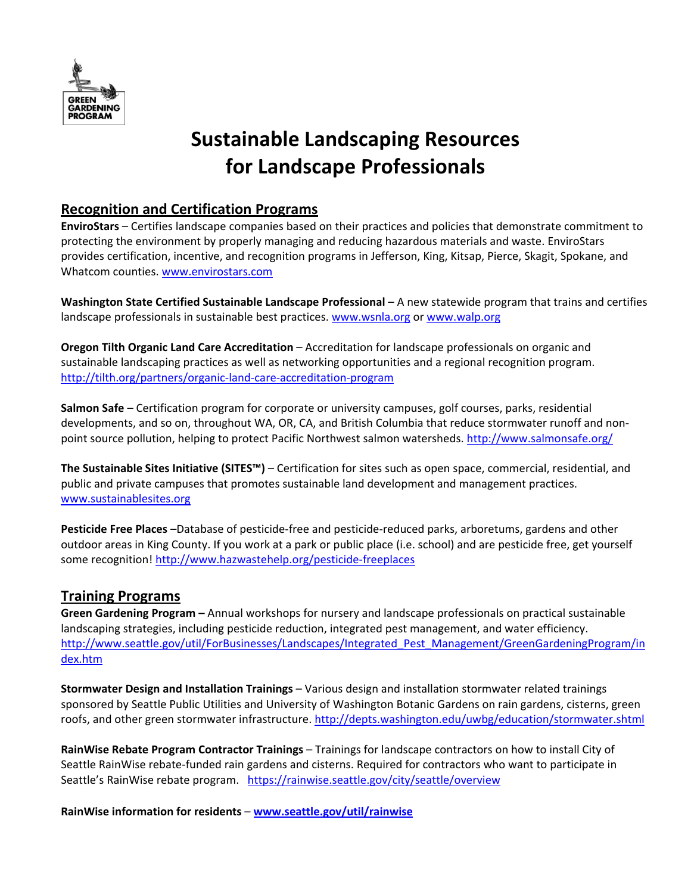GREEN GARDENING PROGRAM

# Sustainable Landscaping Resources for Landscape Professionals

## Recognition and Certification Programs

**EnviroStars** – Certifies landscape companies based on their practices and policies that demonstrate commitment to protecting the environment by properly managing and reducing hazardous materials and waste. EnviroStars provides certification, incentive, and recognition programs in Jefferson, King, Kitsap, Pierce, Skagit, Spokane, and Whatcom counties. www.envirostars.com

**Washington State Certified Sustainable Landscape Professional** – A new statewide program that trains and certifies landscape professionals in sustainable best practices. www.wsnla.org or www.walp.org

**Oregon Tilth Organic Land Care Accreditation** – Accreditation for landscape professionals on organic and sustainable landscaping practices as well as networking opportunities and a regional recognition program. http://tilth.org/partners/organic-land-care-accreditation-program

**Salmon Safe** – Certification program for corporate or university campuses, golf courses, parks, residential developments, and so on, throughout WA, OR, CA, and British Columbia that reduce stormwater runoff and non-point source pollution, helping to protect Pacific Northwest salmon watersheds. http://www.salmonsafe.org/

**The Sustainable Sites Initiative (SITES™)** – Certification for sites such as open space, commercial, residential, and public and private campuses that promotes sustainable land development and management practices. www.sustainablesites.org

**Pesticide Free Places** –Database of pesticide-free and pesticide-reduced parks, arboretums, gardens and other outdoor areas in King County. If you work at a park or public place (i.e. school) and are pesticide free, get yourself some recognition! http://www.hazwastehelp.org/pesticide-freeplaces

## Training Programs

**Green Gardening Program –** Annual workshops for nursery and landscape professionals on practical sustainable landscaping strategies, including pesticide reduction, integrated pest management, and water efficiency. http://www.seattle.gov/util/ForBusinesses/Landscapes/Integrated_Pest_Management/GreenGardeningProgram/index.htm

**Stormwater Design and Installation Trainings** – Various design and installation stormwater related trainings sponsored by Seattle Public Utilities and University of Washington Botanic Gardens on rain gardens, cisterns, green roofs, and other green stormwater infrastructure. http://depts.washington.edu/uwbg/education/stormwater.shtml

**RainWise Rebate Program Contractor Trainings** – Trainings for landscape contractors on how to install City of Seattle RainWise rebate-funded rain gardens and cisterns. Required for contractors who want to participate in Seattle's RainWise rebate program. https://rainwise.seattle.gov/city/seattle/overview

**RainWise information for residents** – **www.seattle.gov/util/rainwise**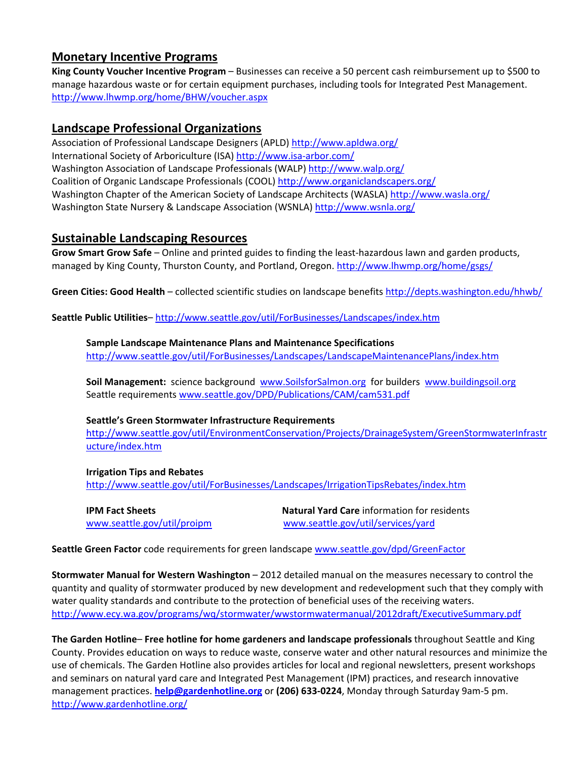## Monetary Incentive Programs

**King County Voucher Incentive Program** – Businesses can receive a 50 percent cash reimbursement up to $500 to manage hazardous waste or for certain equipment purchases, including tools for Integrated Pest Management. http://www.lhwmp.org/home/BHW/voucher.aspx

## Landscape Professional Organizations

Association of Professional Landscape Designers (APLD) http://www.apldwa.org/
International Society of Arboriculture (ISA) http://www.isa-arbor.com/
Washington Association of Landscape Professionals (WALP) http://www.walp.org/
Coalition of Organic Landscape Professionals (COOL) http://www.organiclandscapers.org/
Washington Chapter of the American Society of Landscape Architects (WASLA) http://www.wasla.org/
Washington State Nursery & Landscape Association (WSNLA) http://www.wsnla.org/

## Sustainable Landscaping Resources

**Grow Smart Grow Safe** – Online and printed guides to finding the least-hazardous lawn and garden products, managed by King County, Thurston County, and Portland, Oregon. http://www.lhwmp.org/home/gsgs/

**Green Cities: Good Health** – collected scientific studies on landscape benefits http://depts.washington.edu/hhwb/

**Seattle Public Utilities**– http://www.seattle.gov/util/ForBusinesses/Landscapes/index.htm

**Sample Landscape Maintenance Plans and Maintenance Specifications**
http://www.seattle.gov/util/ForBusinesses/Landscapes/LandscapeMaintenancePlans/index.htm

**Soil Management:** science background www.SoilsforSalmon.org for builders www.buildingsoil.org
Seattle requirements www.seattle.gov/DPD/Publications/CAM/cam531.pdf

**Seattle's Green Stormwater Infrastructure Requirements**
http://www.seattle.gov/util/EnvironmentConservation/Projects/DrainageSystem/GreenStormwaterInfrastructure/index.htm

**Irrigation Tips and Rebates**
http://www.seattle.gov/util/ForBusinesses/Landscapes/IrrigationTipsRebates/index.htm

**IPM Fact Sheets**
www.seattle.gov/util/proipm

**Natural Yard Care** information for residents
www.seattle.gov/util/services/yard

**Seattle Green Factor** code requirements for green landscape www.seattle.gov/dpd/GreenFactor

**Stormwater Manual for Western Washington** – 2012 detailed manual on the measures necessary to control the quantity and quality of stormwater produced by new development and redevelopment such that they comply with water quality standards and contribute to the protection of beneficial uses of the receiving waters. http://www.ecy.wa.gov/programs/wq/stormwater/wwstormwatermanual/2012draft/ExecutiveSummary.pdf

**The Garden Hotline**– **Free hotline for home gardeners and landscape professionals** throughout Seattle and King County. Provides education on ways to reduce waste, conserve water and other natural resources and minimize the use of chemicals. The Garden Hotline also provides articles for local and regional newsletters, present workshops and seminars on natural yard care and Integrated Pest Management (IPM) practices, and research innovative management practices. **help@gardenhotline.org** or **(206) 633-0224**, Monday through Saturday 9am-5 pm. http://www.gardenhotline.org/